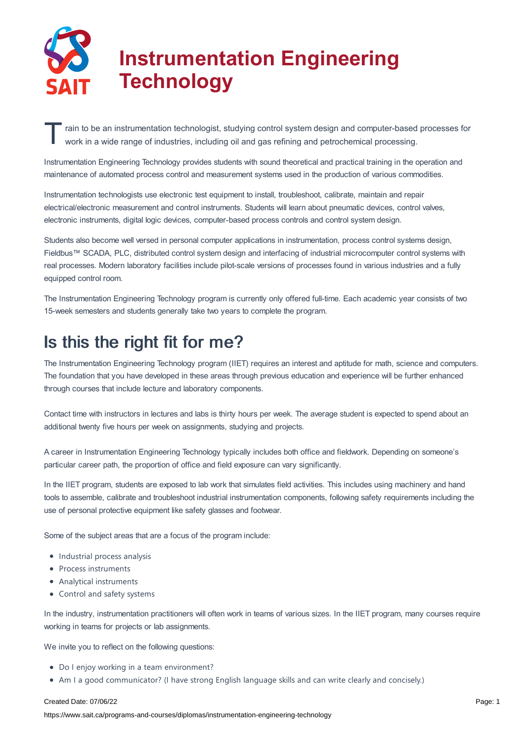# Instrumentation Engineering Technology

Train to be an instrumentation technologist, studying control system design and computer-based processes for work in a wide range of industries, including oil and gas refining and petrochemical processing.

Instrumentation Engineering Technology provides students with sound theoretical and practical training in the operation and maintenance of automated process control and measurement systems used in the production of various commodities.

Instrumentation technologists use electronic test equipment to install, troubleshoot, calibrate, maintain and repair electrical/electronic measurement and control instruments. Students will learn about pneumatic devices, control valves, electronic instruments, digital logic devices, computer-based process controls and control system design.

Students also become well versed in personal computer applications in instrumentation, process control systems design, Fieldbus™ SCADA, PLC, distributed control system design and interfacing of industrial microcomputer control systems with real processes. Modern laboratory facilities include pilot-scale versions of processes found in various industries and a fully equipped control room.

The Instrumentation Engineering Technology program is currently only offered full-time. Each academic year consists of two 15-week semesters and students generally take two years to complete the program.

## Is this the right fit for me?

The Instrumentation Engineering Technology program (IIET) requires an interest and aptitude for math, science and computers. The foundation that you have developed in these areas through previous education and experience will be further enhanced through courses that include lecture and laboratory components.

Contact time with instructors in lectures and labs is thirty hours per week. The average student is expected to spend about an additional twenty five hours per week on assignments, studying and projects.

A career in Instrumentation Engineering Technology typically includes both office and fieldwork. Depending on someone's particular career path, the proportion of office and field exposure can vary significantly.

In the IIET program, students are exposed to lab work that simulates field activities. This includes using machinery and hand tools to assemble, calibrate and troubleshoot industrial instrumentation components, following safety requirements including the use of personal protective equipment like safety glasses and footwear.

Some of the subject areas that are a focus of the program include:

- Industrial process analysis
- Process instruments
- Analytical instruments
- Control and safety systems

In the industry, instrumentation practitioners will often work in teams of various sizes. In the IIET program, many courses require working in teams for projects or lab assignments.

We invite you to reflect on the following questions:

- Do I enjoy working in a team environment?
- Am I a good communicator? (I have strong English language skills and can write clearly and concisely.)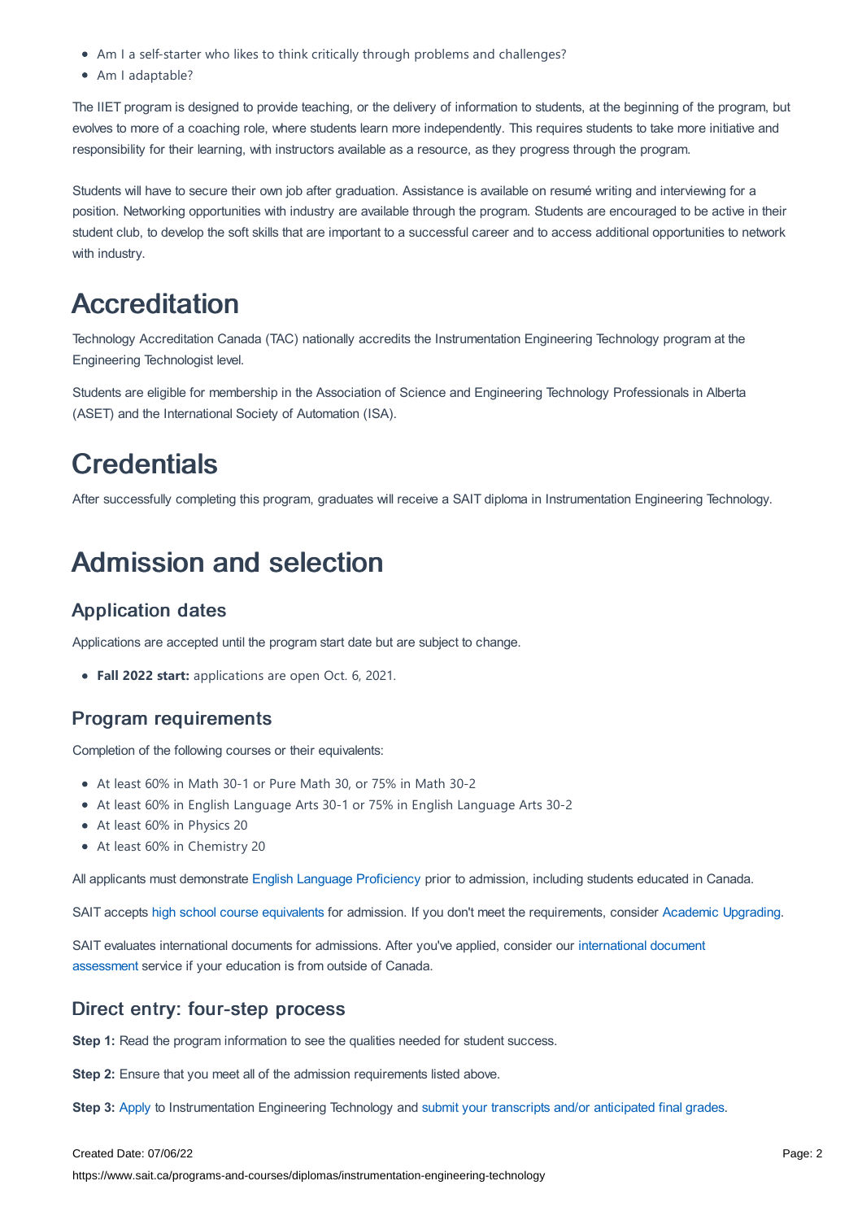- Am I a self-starter who likes to think critically through problems and challenges?
- Am I adaptable?

The IIET program is designed to provide teaching, or the delivery of information to students, at the beginning of the program, but evolves to more of a coaching role, where students learn more independently. This requires students to take more initiative and responsibility for their learning, with instructors available as a resource, as they progress through the program.

Students will have to secure their own job after graduation. Assistance is available on resumé writing and interviewing for a position. Networking opportunities with industry are available through the program. Students are encouraged to be active in their student club, to develop the soft skills that are important to a successful career and to access additional opportunities to network with industry.

# Accreditation

Technology Accreditation Canada (TAC) nationally accredits the Instrumentation Engineering Technology program at the Engineering Technologist level.

Students are eligible for membership in the Association of Science and Engineering Technology Professionals in Alberta (ASET) and the International Society of Automation (ISA).

# Credentials

After successfully completing this program, graduates will receive a SAIT diploma in Instrumentation Engineering Technology.

# Admission and selection

## Application dates

Applications are accepted until the program start date but are subject to change.

- **Fall 2022 start:** applications are open Oct. 6, 2021.

## Program requirements

Completion of the following courses or their equivalents:

- At least 60% in Math 30-1 or Pure Math 30, or 75% in Math 30-2
- At least 60% in English Language Arts 30-1 or 75% in English Language Arts 30-2
- At least 60% in Physics 20
- At least 60% in Chemistry 20

All applicants must demonstrate English Language Proficiency prior to admission, including students educated in Canada.

SAIT accepts high school course equivalents for admission. If you don't meet the requirements, consider Academic Upgrading.

SAIT evaluates international documents for admissions. After you've applied, consider our international document assessment service if your education is from outside of Canada.

## Direct entry: four-step process

**Step 1:** Read the program information to see the qualities needed for student success.

**Step 2:** Ensure that you meet all of the admission requirements listed above.

**Step 3:** Apply to Instrumentation Engineering Technology and submit your transcripts and/or anticipated final grades.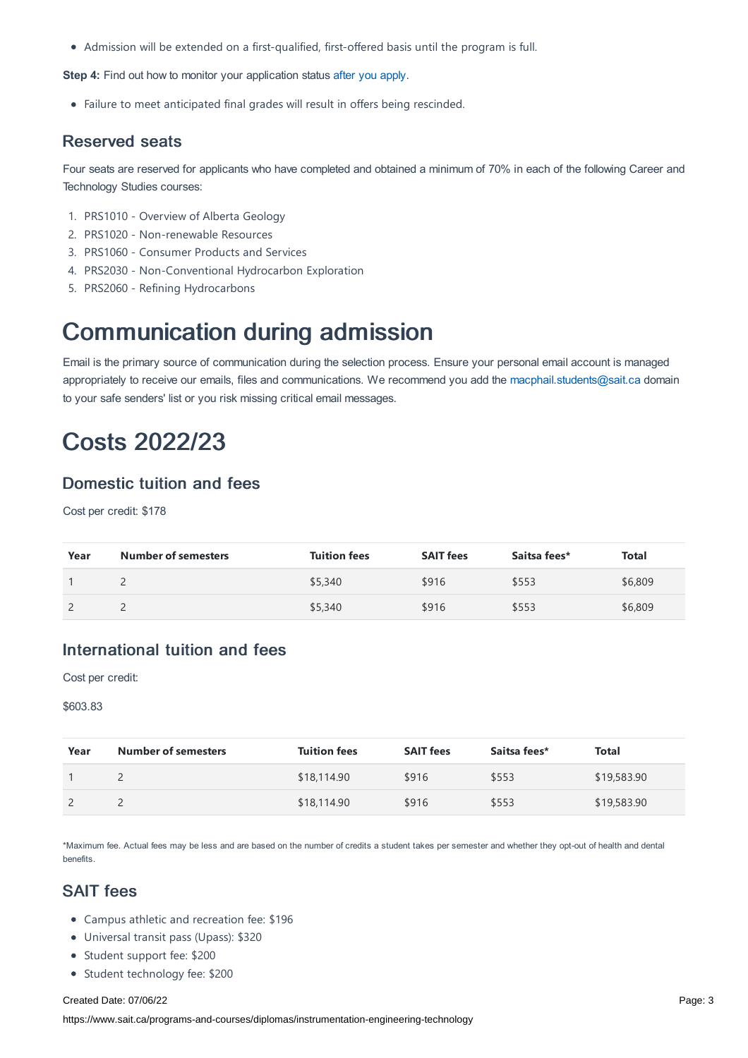- Admission will be extended on a first-qualified, first-offered basis until the program is full.

**Step 4:** Find out how to monitor your application status after you apply.

- Failure to meet anticipated final grades will result in offers being rescinded.

### Reserved seats

Four seats are reserved for applicants who have completed and obtained a minimum of 70% in each of the following Career and Technology Studies courses:

1. PRS1010 - Overview of Alberta Geology
2. PRS1020 - Non-renewable Resources
3. PRS1060 - Consumer Products and Services
4. PRS2030 - Non-Conventional Hydrocarbon Exploration
5. PRS2060 - Refining Hydrocarbons

# Communication during admission

Email is the primary source of communication during the selection process. Ensure your personal email account is managed appropriately to receive our emails, files and communications. We recommend you add the macphail.students@sait.ca domain to your safe senders' list or you risk missing critical email messages.

# Costs 2022/23

### Domestic tuition and fees

Cost per credit: $178

| Year | Number of semesters | Tuition fees | SAIT fees | Saitsa fees* | Total |
|---|---|---|---|---|---|
| 1 | 2 | $5,340 | $916 | $553 | $6,809 |
| 2 | 2 | $5,340 | $916 | $553 | $6,809 |

### International tuition and fees

Cost per credit:

$603.83

| Year | Number of semesters | Tuition fees | SAIT fees | Saitsa fees* | Total |
|---|---|---|---|---|---|
| 1 | 2 | $18,114.90 | $916 | $553 | $19,583.90 |
| 2 | 2 | $18,114.90 | $916 | $553 | $19,583.90 |

*Maximum fee. Actual fees may be less and are based on the number of credits a student takes per semester and whether they opt-out of health and dental benefits.

### SAIT fees

- Campus athletic and recreation fee: $196
- Universal transit pass (Upass): $320
- Student support fee: $200
- Student technology fee: $200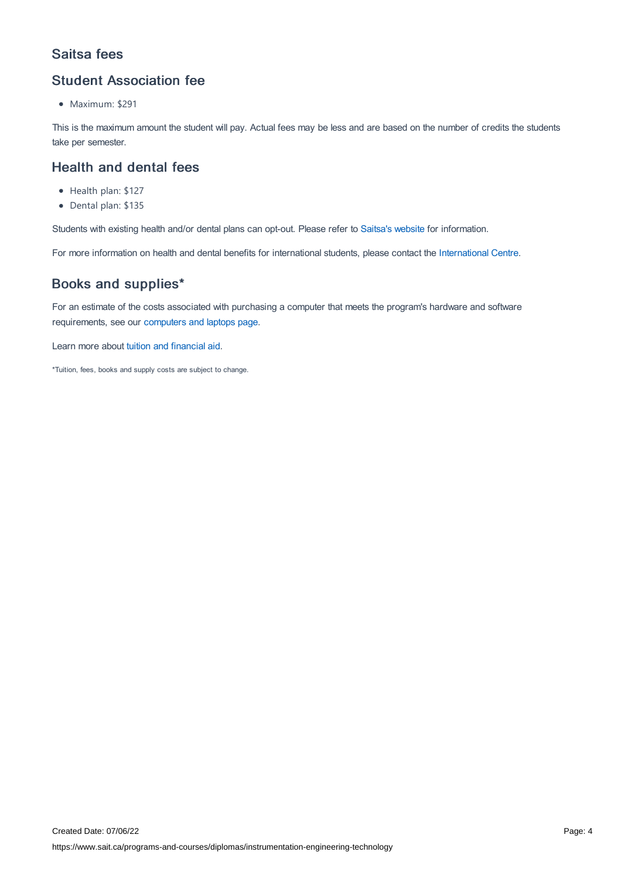## Saitsa fees

## Student Association fee

- Maximum: $291

This is the maximum amount the student will pay. Actual fees may be less and are based on the number of credits the students take per semester.

## Health and dental fees

- Health plan: $127
- Dental plan: $135

Students with existing health and/or dental plans can opt-out. Please refer to Saitsa's website for information.

For more information on health and dental benefits for international students, please contact the International Centre.

## Books and supplies*

For an estimate of the costs associated with purchasing a computer that meets the program's hardware and software requirements, see our computers and laptops page.

Learn more about tuition and financial aid.

*Tuition, fees, books and supply costs are subject to change.